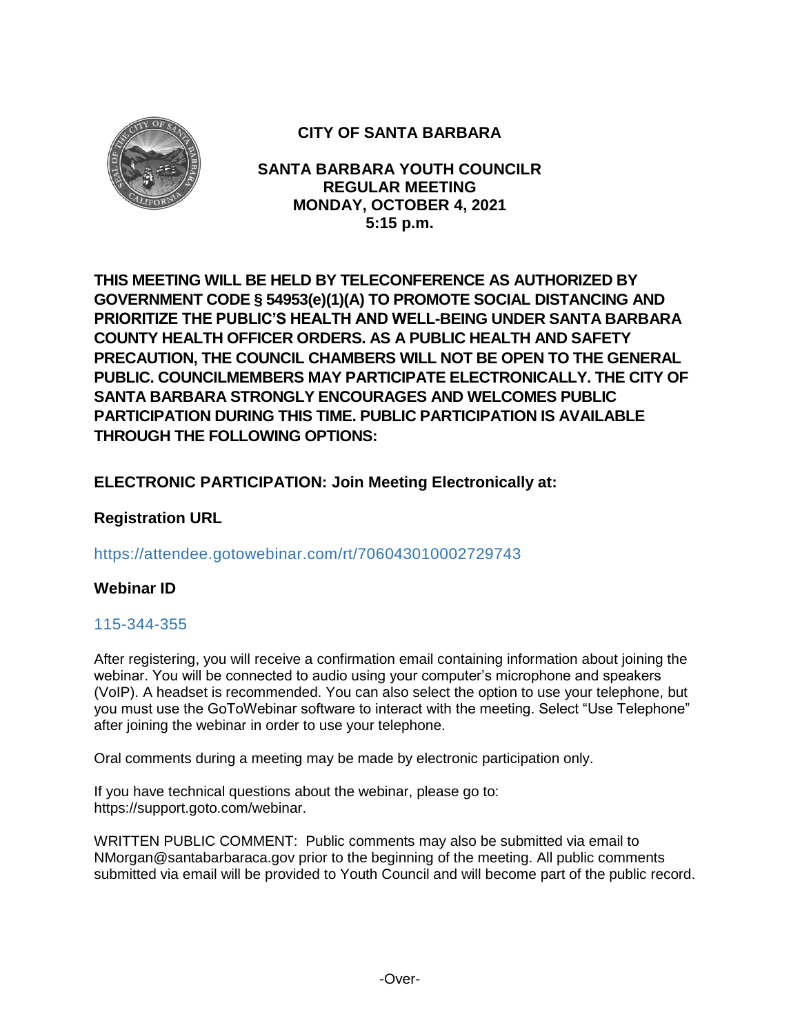# CITY OF SANTA BARBARA

## SANTA BARBARA YOUTH COUNCILR
## REGULAR MEETING
## MONDAY, OCTOBER 4, 2021
## 5:15 p.m.

**THIS MEETING WILL BE HELD BY TELECONFERENCE AS AUTHORIZED BY GOVERNMENT CODE § 54953(e)(1)(A) TO PROMOTE SOCIAL DISTANCING AND PRIORITIZE THE PUBLIC'S HEALTH AND WELL-BEING UNDER SANTA BARBARA COUNTY HEALTH OFFICER ORDERS. AS A PUBLIC HEALTH AND SAFETY PRECAUTION, THE COUNCIL CHAMBERS WILL NOT BE OPEN TO THE GENERAL PUBLIC. COUNCILMEMBERS MAY PARTICIPATE ELECTRONICALLY. THE CITY OF SANTA BARBARA STRONGLY ENCOURAGES AND WELCOMES PUBLIC PARTICIPATION DURING THIS TIME. PUBLIC PARTICIPATION IS AVAILABLE THROUGH THE FOLLOWING OPTIONS:**

**ELECTRONIC PARTICIPATION: Join Meeting Electronically at:**

**Registration URL**

https://attendee.gotowebinar.com/rt/706043010002729743

**Webinar ID**

115-344-355

After registering, you will receive a confirmation email containing information about joining the webinar. You will be connected to audio using your computer's microphone and speakers (VoIP). A headset is recommended. You can also select the option to use your telephone, but you must use the GoToWebinar software to interact with the meeting. Select "Use Telephone" after joining the webinar in order to use your telephone.

Oral comments during a meeting may be made by electronic participation only.

If you have technical questions about the webinar, please go to: https://support.goto.com/webinar.

WRITTEN PUBLIC COMMENT: Public comments may also be submitted via email to NMorgan@santabarbaraca.gov prior to the beginning of the meeting. All public comments submitted via email will be provided to Youth Council and will become part of the public record.

-Over-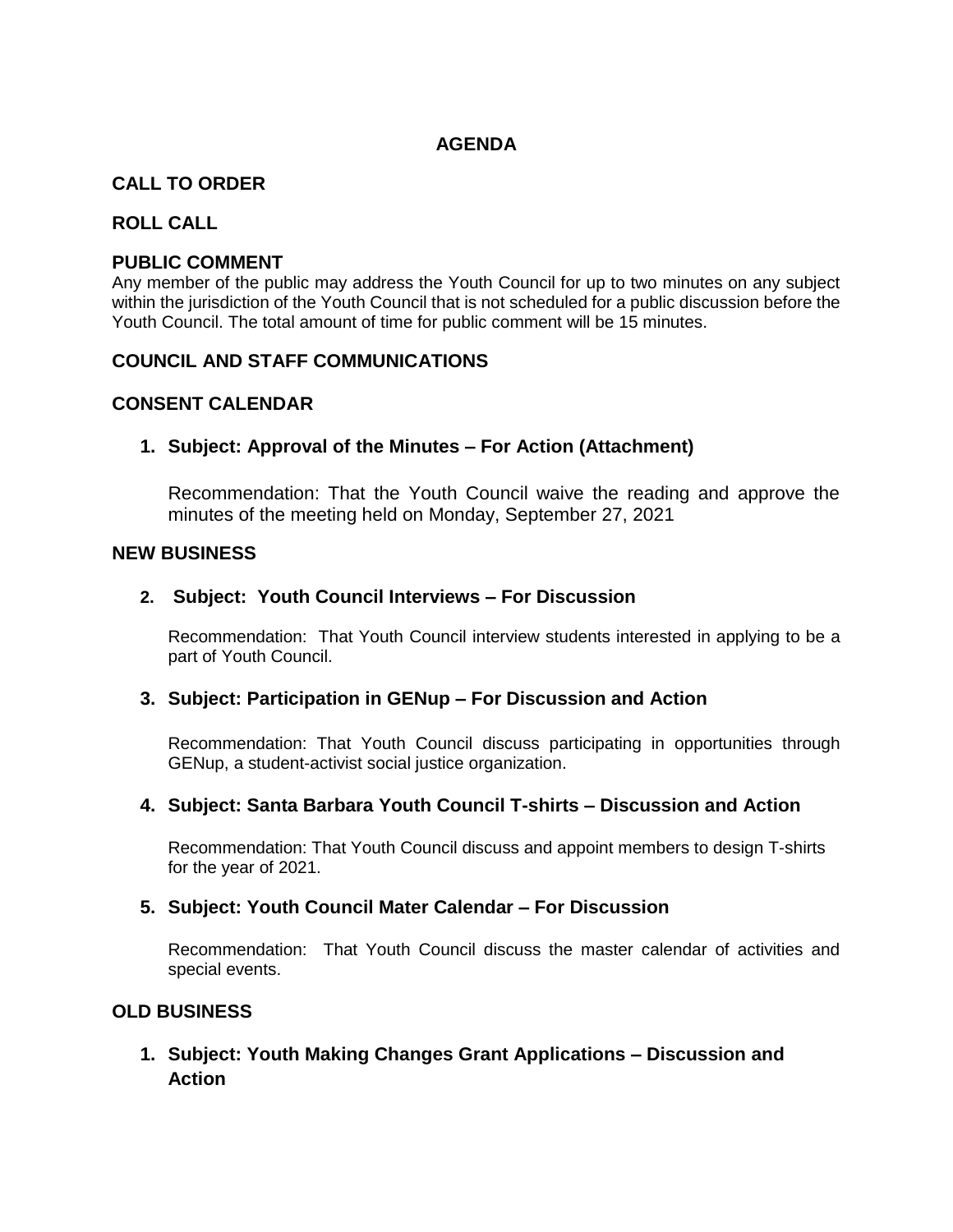# AGENDA

## CALL TO ORDER

## ROLL CALL

## PUBLIC COMMENT

Any member of the public may address the Youth Council for up to two minutes on any subject within the jurisdiction of the Youth Council that is not scheduled for a public discussion before the Youth Council. The total amount of time for public comment will be 15 minutes.

## COUNCIL AND STAFF COMMUNICATIONS

## CONSENT CALENDAR

### 1. Subject: Approval of the Minutes – For Action (Attachment)

Recommendation: That the Youth Council waive the reading and approve the minutes of the meeting held on Monday, September 27, 2021

## NEW BUSINESS

### 2. Subject: Youth Council Interviews – For Discussion

Recommendation: That Youth Council interview students interested in applying to be a part of Youth Council.

### 3. Subject: Participation in GENup – For Discussion and Action

Recommendation: That Youth Council discuss participating in opportunities through GENup, a student-activist social justice organization.

### 4. Subject: Santa Barbara Youth Council T-shirts – Discussion and Action

Recommendation: That Youth Council discuss and appoint members to design T-shirts for the year of 2021.

### 5. Subject: Youth Council Mater Calendar – For Discussion

Recommendation: That Youth Council discuss the master calendar of activities and special events.

## OLD BUSINESS

### 1. Subject: Youth Making Changes Grant Applications – Discussion and Action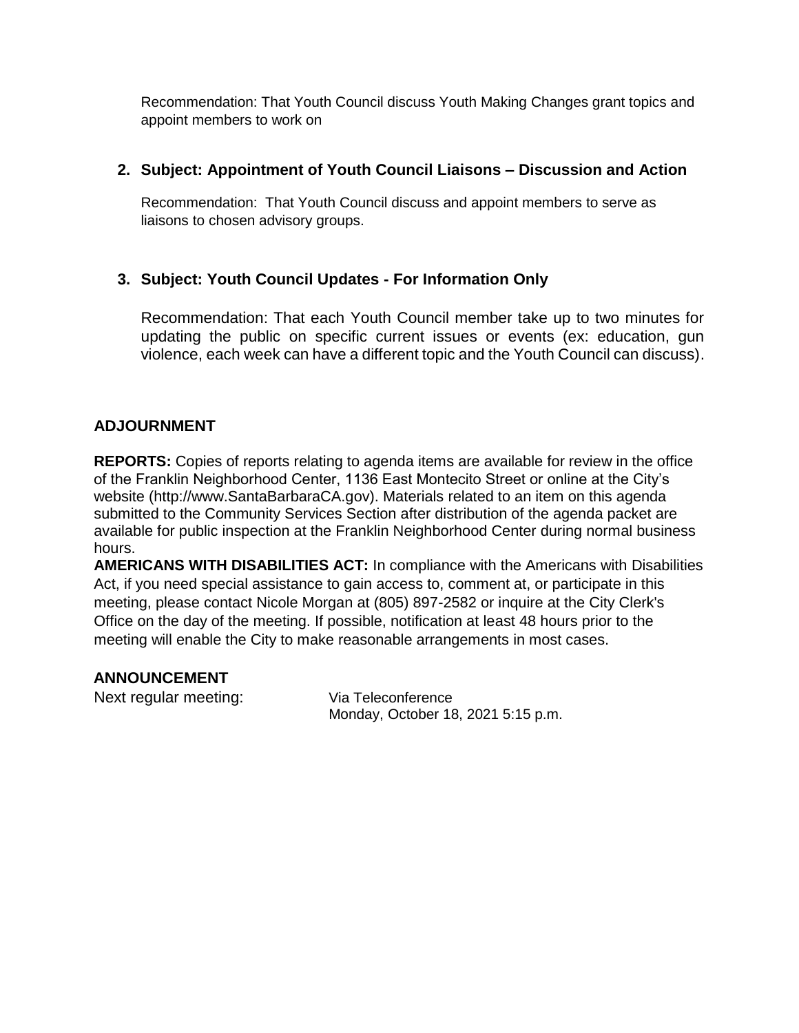Recommendation: That Youth Council discuss Youth Making Changes grant topics and appoint members to work on

2. **Subject: Appointment of Youth Council Liaisons – Discussion and Action**

   Recommendation: That Youth Council discuss and appoint members to serve as liaisons to chosen advisory groups.

3. **Subject: Youth Council Updates - For Information Only**

   Recommendation: That each Youth Council member take up to two minutes for updating the public on specific current issues or events (ex: education, gun violence, each week can have a different topic and the Youth Council can discuss).

## ADJOURNMENT

**REPORTS:** Copies of reports relating to agenda items are available for review in the office of the Franklin Neighborhood Center, 1136 East Montecito Street or online at the City's website (http://www.SantaBarbaraCA.gov). Materials related to an item on this agenda submitted to the Community Services Section after distribution of the agenda packet are available for public inspection at the Franklin Neighborhood Center during normal business hours.

**AMERICANS WITH DISABILITIES ACT:** In compliance with the Americans with Disabilities Act, if you need special assistance to gain access to, comment at, or participate in this meeting, please contact Nicole Morgan at (805) 897-2582 or inquire at the City Clerk's Office on the day of the meeting. If possible, notification at least 48 hours prior to the meeting will enable the City to make reasonable arrangements in most cases.

## ANNOUNCEMENT

Next regular meeting: Via Teleconference
Monday, October 18, 2021 5:15 p.m.